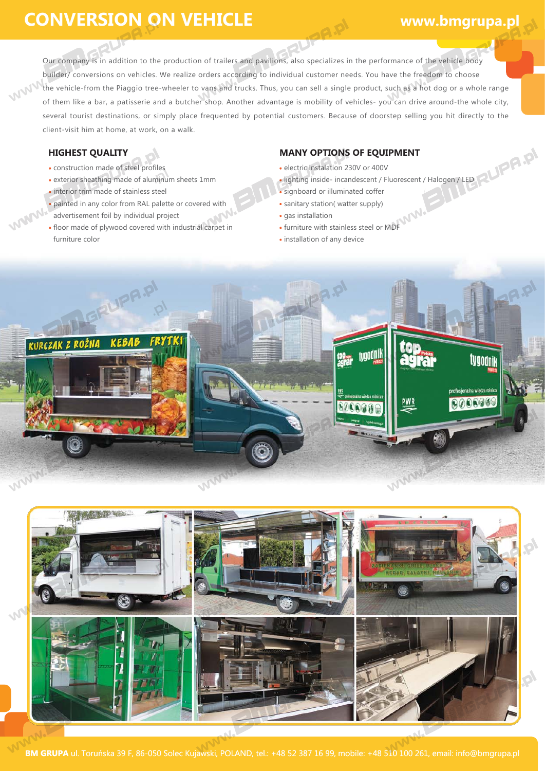# CONVERSION ON VEHICLE

www.bmgrupa.pl

Our company is in addition to the production of trailers and pavilions, also specializes in the performance of the vehicle body builder/ conversions on vehicles. We realize orders according to individual customer needs. You have the freedom to choose the vehicle-from the Piaggio tree-wheeler to vans and trucks. Thus, you can sell a single product, such as a hot dog or a whole range of them like a bar, a patisserie and a butcher shop. Another advantage is mobility of vehicles- you can drive around-the whole city, several tourist destinations, or simply place frequented by potential customers. Because of doorstep selling you hit directly to the client-visit him at home, at work, on a walk.

## HIGHEST QUALITY

- construction made of steel profiles
- exterior sheathing made of aluminum sheets 1mm
- interior trim made of stainless steel
- painted in any color from RAL palette or covered with advertisement foil by individual project
- floor made of plywood covered with industrial carpet in furniture color

## MANY OPTIONS OF EQUIPMENT

- electric instalation 230V or 400V
- lighting inside- incandescent / Fluorescent / Halogen / LED
- signboard or illuminated coffer
- sanitary station( watter supply)
- gas installation
- furniture with stainless steel or MDF
- installation of any device

**BM GRUPA** ul. Toruńska 39 F, 86-050 Solec Kujawski, POLAND, tel.: +48 52 387 16 99, mobile: +48 510 100 261, email: info@bmgrupa.pl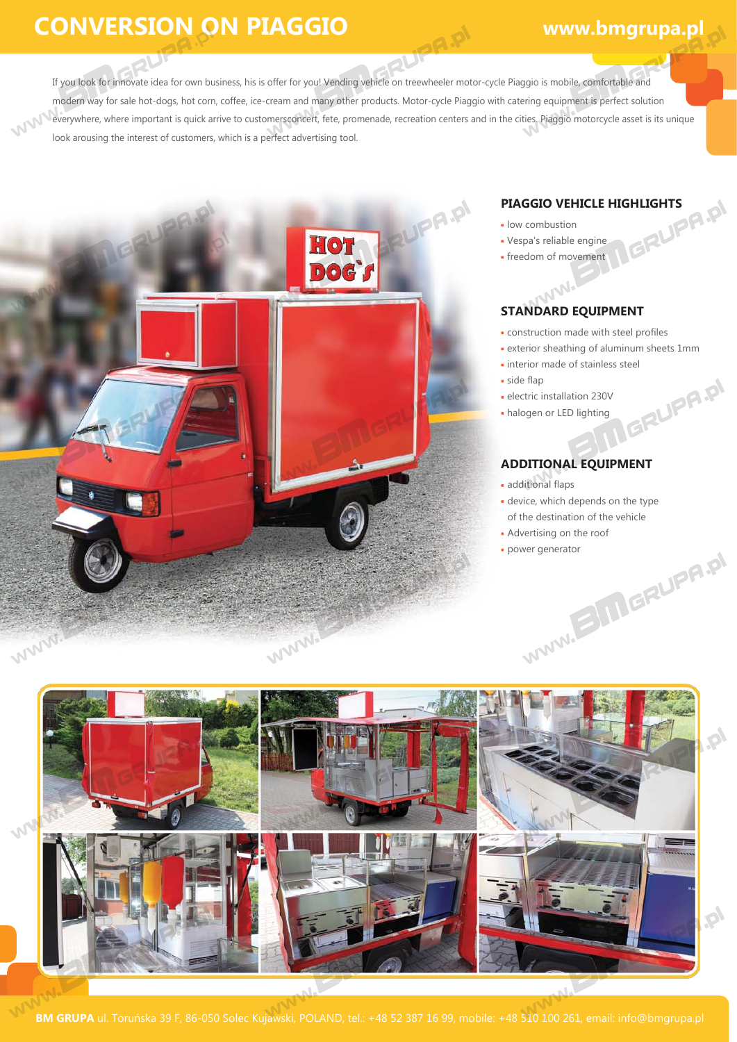# CONVERSION ON PIAGGIO

www.bmgrupa.pl

If you look for innovate idea for own business, his is offer for you! Vending vehicle on treewheeler motor-cycle Piaggio is mobile, comfortable and modern way for sale hot-dogs, hot corn, coffee, ice-cream and many other products. Motor-cycle Piaggio with catering equipment is perfect solution everywhere, where important is quick arrive to customersconcert, fete, promenade, recreation centers and in the cities. Piaggio motorcycle asset is its unique look arousing the interest of customers, which is a perfect advertising tool.

## PIAGGIO VEHICLE HIGHLIGHTS

- low combustion
- Vespa's reliable engine
- freedom of movement

## STANDARD EQUIPMENT

- construction made with steel profiles
- exterior sheathing of aluminum sheets 1mm
- interior made of stainless steel
- side flap
- electric installation 230V
- halogen or LED lighting

## ADDITIONAL EQUIPMENT

- additional flaps
- device, which depends on the type of the destination of the vehicle
- Advertising on the roof
- power generator

**BM GRUPA** ul. Toruńska 39 F, 86-050 Solec Kujawski, POLAND, tel.: +48 52 387 16 99, mobile: +48 510 100 261, email: info@bmgrupa.pl